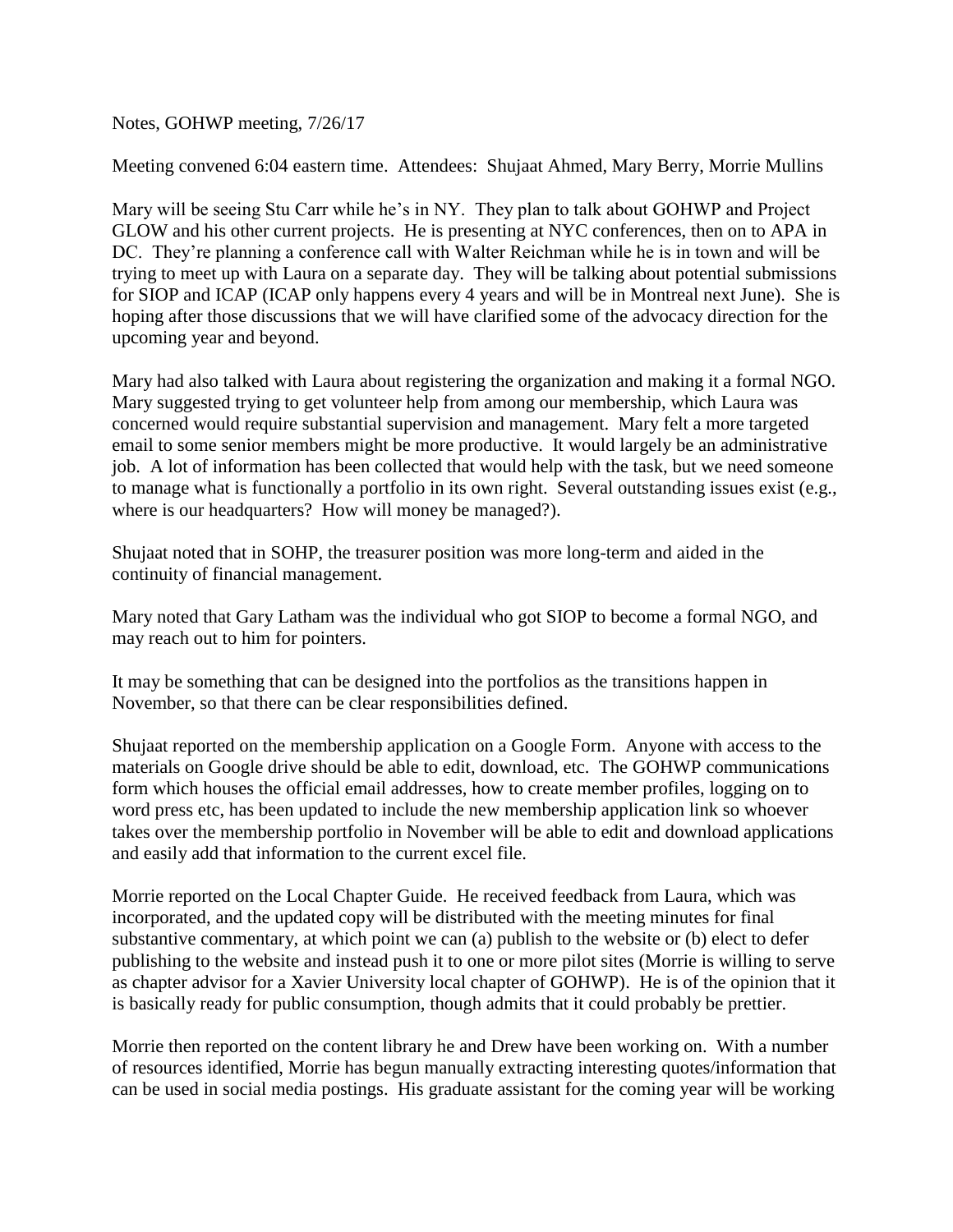Notes, GOHWP meeting, 7/26/17

Meeting convened 6:04 eastern time. Attendees: Shujaat Ahmed, Mary Berry, Morrie Mullins

Mary will be seeing Stu Carr while he's in NY. They plan to talk about GOHWP and Project GLOW and his other current projects. He is presenting at NYC conferences, then on to APA in DC. They're planning a conference call with Walter Reichman while he is in town and will be trying to meet up with Laura on a separate day. They will be talking about potential submissions for SIOP and ICAP (ICAP only happens every 4 years and will be in Montreal next June). She is hoping after those discussions that we will have clarified some of the advocacy direction for the upcoming year and beyond.

Mary had also talked with Laura about registering the organization and making it a formal NGO. Mary suggested trying to get volunteer help from among our membership, which Laura was concerned would require substantial supervision and management. Mary felt a more targeted email to some senior members might be more productive. It would largely be an administrative job. A lot of information has been collected that would help with the task, but we need someone to manage what is functionally a portfolio in its own right. Several outstanding issues exist (e.g., where is our headquarters? How will money be managed?).

Shujaat noted that in SOHP, the treasurer position was more long-term and aided in the continuity of financial management.

Mary noted that Gary Latham was the individual who got SIOP to become a formal NGO, and may reach out to him for pointers.

It may be something that can be designed into the portfolios as the transitions happen in November, so that there can be clear responsibilities defined.

Shujaat reported on the membership application on a Google Form. Anyone with access to the materials on Google drive should be able to edit, download, etc. The GOHWP communications form which houses the official email addresses, how to create member profiles, logging on to word press etc, has been updated to include the new membership application link so whoever takes over the membership portfolio in November will be able to edit and download applications and easily add that information to the current excel file.

Morrie reported on the Local Chapter Guide. He received feedback from Laura, which was incorporated, and the updated copy will be distributed with the meeting minutes for final substantive commentary, at which point we can (a) publish to the website or (b) elect to defer publishing to the website and instead push it to one or more pilot sites (Morrie is willing to serve as chapter advisor for a Xavier University local chapter of GOHWP). He is of the opinion that it is basically ready for public consumption, though admits that it could probably be prettier.

Morrie then reported on the content library he and Drew have been working on. With a number of resources identified, Morrie has begun manually extracting interesting quotes/information that can be used in social media postings. His graduate assistant for the coming year will be working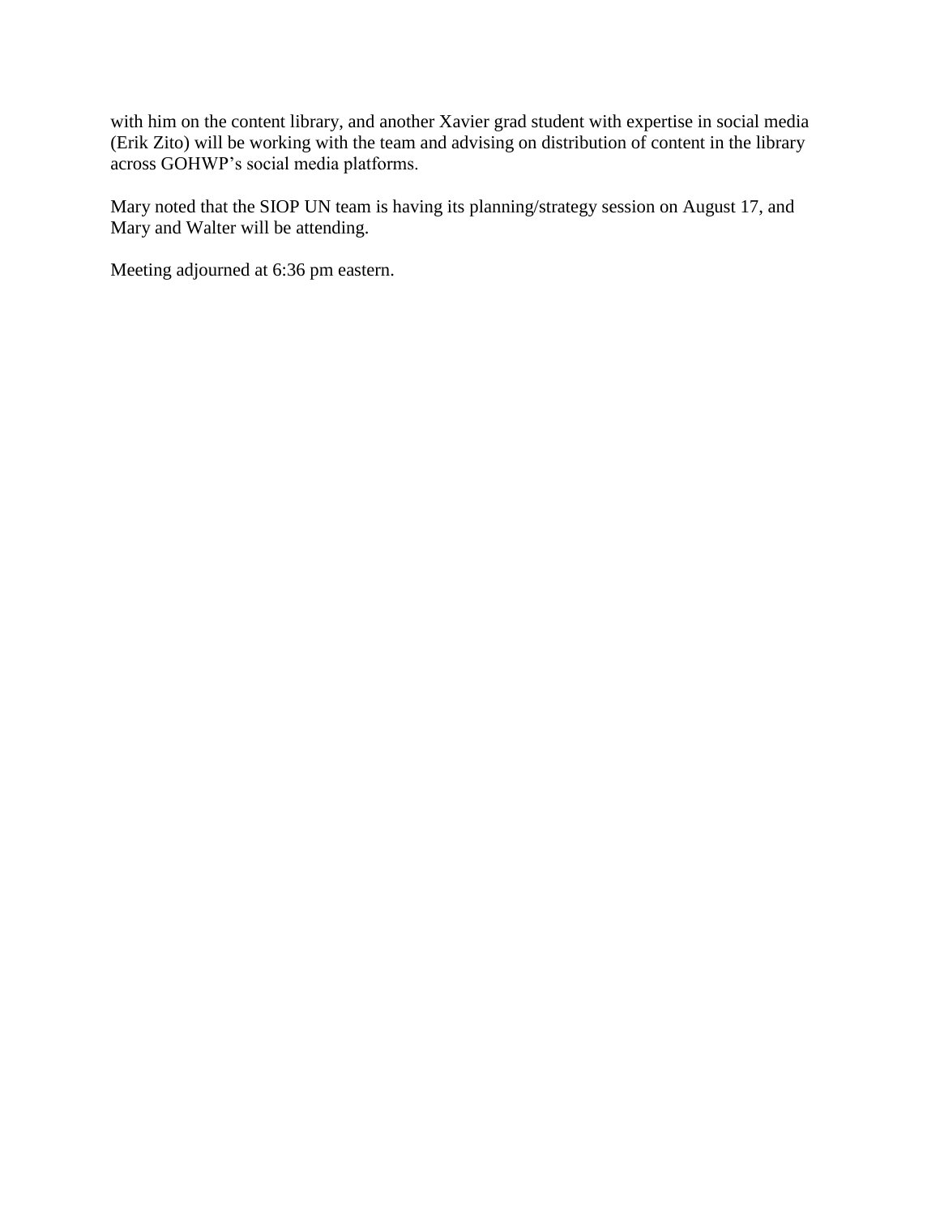with him on the content library, and another Xavier grad student with expertise in social media (Erik Zito) will be working with the team and advising on distribution of content in the library across GOHWP's social media platforms.

Mary noted that the SIOP UN team is having its planning/strategy session on August 17, and Mary and Walter will be attending.

Meeting adjourned at 6:36 pm eastern.